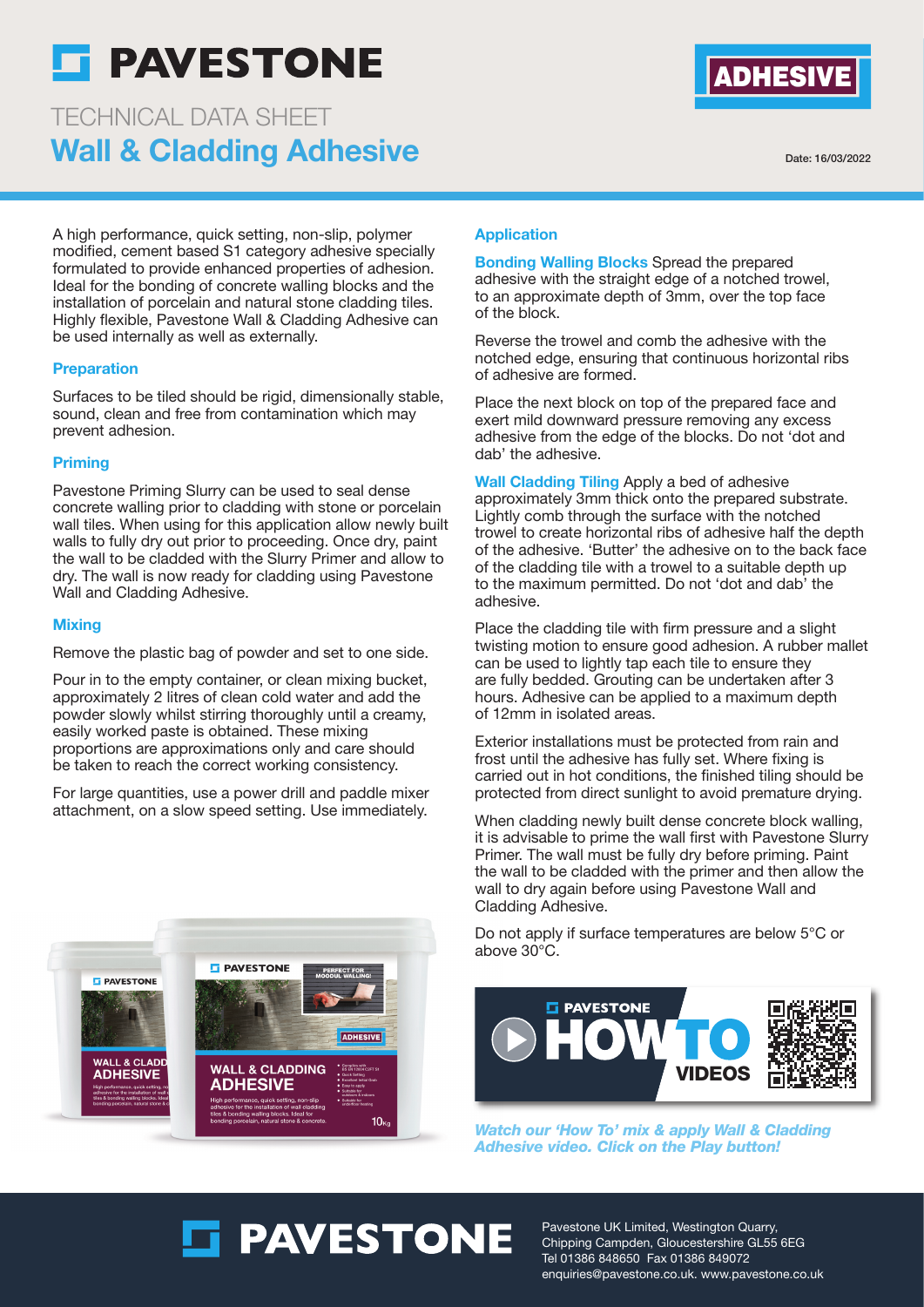# PAVESTONE

## TECHNICAL DATA SHEET
# Wall & Cladding Adhesive

ADHESIVE

Date: 16/03/2022

A high performance, quick setting, non-slip, polymer modified, cement based S1 category adhesive specially formulated to provide enhanced properties of adhesion. Ideal for the bonding of concrete walling blocks and the installation of porcelain and natural stone cladding tiles. Highly flexible, Pavestone Wall & Cladding Adhesive can be used internally as well as externally.

### Preparation

Surfaces to be tiled should be rigid, dimensionally stable, sound, clean and free from contamination which may prevent adhesion.

### Priming

Pavestone Priming Slurry can be used to seal dense concrete walling prior to cladding with stone or porcelain wall tiles. When using for this application allow newly built walls to fully dry out prior to proceeding. Once dry, paint the wall to be cladded with the Slurry Primer and allow to dry. The wall is now ready for cladding using Pavestone Wall and Cladding Adhesive.

### Mixing

Remove the plastic bag of powder and set to one side.

Pour in to the empty container, or clean mixing bucket, approximately 2 litres of clean cold water and add the powder slowly whilst stirring thoroughly until a creamy, easily worked paste is obtained. These mixing proportions are approximations only and care should be taken to reach the correct working consistency.

For large quantities, use a power drill and paddle mixer attachment, on a slow speed setting. Use immediately.

### Application

**Bonding Walling Blocks** Spread the prepared adhesive with the straight edge of a notched trowel, to an approximate depth of 3mm, over the top face of the block.

Reverse the trowel and comb the adhesive with the notched edge, ensuring that continuous horizontal ribs of adhesive are formed.

Place the next block on top of the prepared face and exert mild downward pressure removing any excess adhesive from the edge of the blocks. Do not 'dot and dab' the adhesive.

**Wall Cladding Tiling** Apply a bed of adhesive approximately 3mm thick onto the prepared substrate. Lightly comb through the surface with the notched trowel to create horizontal ribs of adhesive half the depth of the adhesive. 'Butter' the adhesive on to the back face of the cladding tile with a trowel to a suitable depth up to the maximum permitted. Do not 'dot and dab' the adhesive.

Place the cladding tile with firm pressure and a slight twisting motion to ensure good adhesion. A rubber mallet can be used to lightly tap each tile to ensure they are fully bedded. Grouting can be undertaken after 3 hours. Adhesive can be applied to a maximum depth of 12mm in isolated areas.

Exterior installations must be protected from rain and frost until the adhesive has fully set. Where fixing is carried out in hot conditions, the finished tiling should be protected from direct sunlight to avoid premature drying.

When cladding newly built dense concrete block walling, it is advisable to prime the wall first with Pavestone Slurry Primer. The wall must be fully dry before priming. Paint the wall to be cladded with the primer and then allow the wall to dry again before using Pavestone Wall and Cladding Adhesive.

Do not apply if surface temperatures are below 5°C or above 30°C.

PAVESTONE HOW TO VIDEOS

***Watch our 'How To' mix & apply Wall & Cladding Adhesive video. Click on the Play button!***

PAVESTONE

Pavestone UK Limited, Westington Quarry, Chipping Campden, Gloucestershire GL55 6EG
Tel 01386 848650 Fax 01386 849072
enquiries@pavestone.co.uk. www.pavestone.co.uk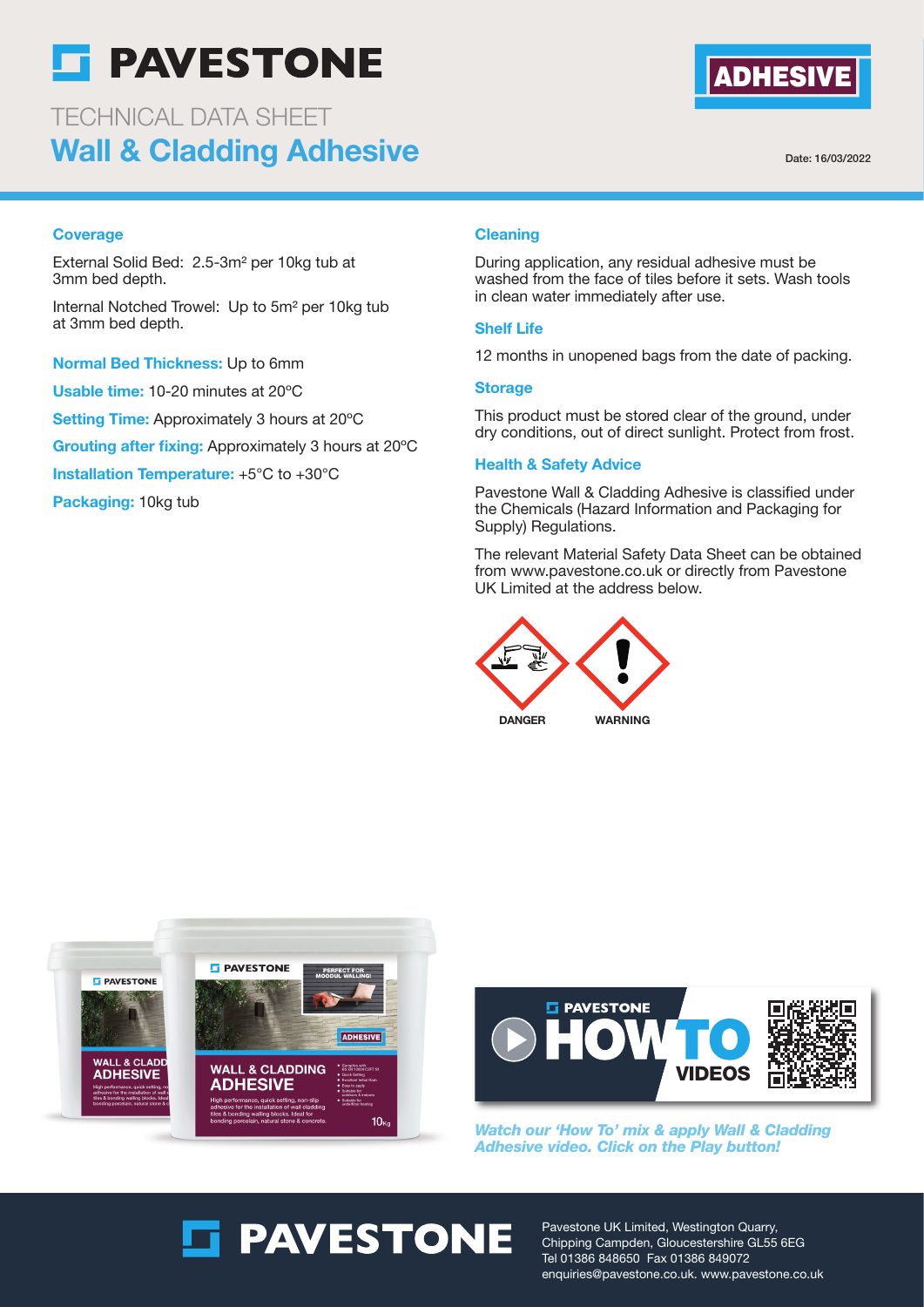# PAVESTONE

## TECHNICAL DATA SHEET

# Wall & Cladding Adhesive

ADHESIVE

Date: 16/03/2022

### Coverage

External Solid Bed: 2.5-3m² per 10kg tub at 3mm bed depth.

Internal Notched Trowel: Up to 5m² per 10kg tub at 3mm bed depth.

**Normal Bed Thickness:** Up to 6mm

**Usable time:** 10-20 minutes at 20ºC

**Setting Time:** Approximately 3 hours at 20ºC

**Grouting after fixing:** Approximately 3 hours at 20ºC

**Installation Temperature:** +5°C to +30°C

**Packaging:** 10kg tub

### Cleaning

During application, any residual adhesive must be washed from the face of tiles before it sets. Wash tools in clean water immediately after use.

### Shelf Life

12 months in unopened bags from the date of packing.

### Storage

This product must be stored clear of the ground, under dry conditions, out of direct sunlight. Protect from frost.

### Health & Safety Advice

Pavestone Wall & Cladding Adhesive is classified under the Chemicals (Hazard Information and Packaging for Supply) Regulations.

The relevant Material Safety Data Sheet can be obtained from www.pavestone.co.uk or directly from Pavestone UK Limited at the address below.

DANGER WARNING

PAVESTONE HOW TO VIDEOS

*Watch our 'How To' mix & apply Wall & Cladding Adhesive video. Click on the Play button!*

PAVESTONE

Pavestone UK Limited, Westington Quarry, Chipping Campden, Gloucestershire GL55 6EG
Tel 01386 848650 Fax 01386 849072
enquiries@pavestone.co.uk. www.pavestone.co.uk